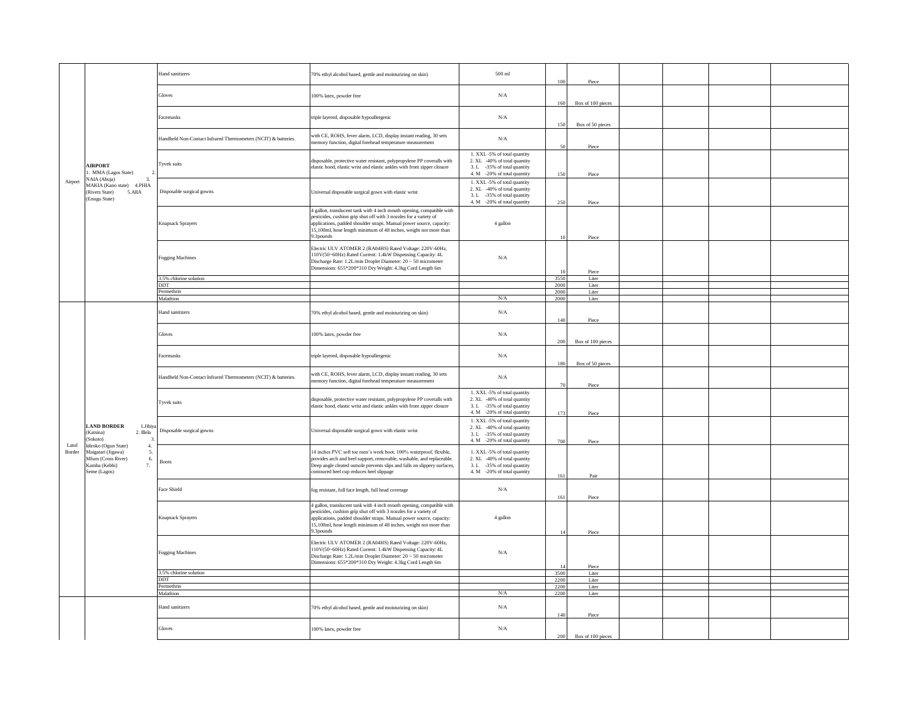| | | | | | | | | | | |
|---|---|---|---|---|---|---|---|---|---|---|
| Airport | **AIRPORT** 1. MMA (Lagos State) 2. NAIA (Abuja) 3. MAKIA (Kano state) 4.PHIA (Rivers State) 5.AIIA (Enugu State) | Hand sanitizers | 70% ethyl alcohol based, gentle and moisturizing on skin) | 500 ml | 100 | Piece | | | | |
| | | Gloves | 100% latex, powder free | N/A | 160 | Box of 100 pieces | | | | |
| | | Facemasks | triple layered, disposable hypoallergenic | N/A | 150 | Box of 50 pieces | | | | |
| | | Handheld Non-Contact Infrared Thermometers (NCIT) & batteries. | with CE, ROHS, fever alarm, LCD, display instant reading, 30 sets memory function, digital forehead temperature measurement | N/A | 50 | Piece | | | | |
| | | Tyvek suits | disposable, protective water resistant, polypropylene PP coveralls with elastic hood, elastic wrist and elastic ankles with front zipper closure | 1. XXL -5% of total quantity 2. XL -40% of total quantity 3. L -35% of total quantity 4. M -20% of total quantity | 150 | Piece | | | | |
| | | Disposable surgical gowns | Universal disposable surgical gown with elastic wrist | 1. XXL -5% of total quantity 2. XL -40% of total quantity 3. L -35% of total quantity 4. M -20% of total quantity | 250 | Piece | | | | |
| | | Knapsack Sprayers | 4 gallon, translucent tank with 4 inch mouth opening, compatible with pesticides, cushion grip shut off with 3 nozzles for a variety of applications, padded shoulder straps. Manual power source, capacity: 15,100ml, hose length minimum of 48 inches, weight not more than 9.3pounds | 4 gallon | 10 | Piece | | | | |
| | | Fogging Machines | Electric ULV ATOMER 2 (RA04HS) Rated Voltage: 220V-60Hz, 110V(50~60Hz) Rated Current: 1.4kW Dispensing Capacity: 4L Discharge Rate: 1.2L/min Droplet Diameter: 20 ~ 50 micrometer Dimensions: 655*200*310 Dry Weight: 4.3kg Cord Length 6m | N/A | 10 | Piece | | | | |
| | | 3.5% chlorine solution | | | 3550 | Liter | | | | |
| | | DDT | | | 2000 | Liter | | | | |
| | | Permethrin | | | 2000 | Liter | | | | |
| | | Malathion | | N/A | 2000 | Liter | | | | |
| Land Border | **LAND BORDER** 1.Jibiya (Katsina) 2. Illela (Sokoto) 3. Idiroko (Ogun State) 4. Maigatari (Jigawa) 5. Mfum (Cross River) 6. Kamba (Kebbi) 7. Seme (Lagos) | Hand sanitizers | 70% ethyl alcohol based, gentle and moisturizing on skin) | N/A | 140 | Piece | | | | |
| | | Gloves | 100% latex, powder free | N/A | 200 | Box of 100 pieces | | | | |
| | | Facemasks | triple layered, disposable hypoallergenic | N/A | 180 | Box of 50 pieces | | | | |
| | | Handheld Non-Contact Infrared Thermometers (NCIT) & batteries. | with CE, ROHS, fever alarm, LCD, display instant reading, 30 sets memory function, digital forehead temperature measurement | N/A | 70 | Piece | | | | |
| | | Tyvek suits | disposable, protective water resistant, polypropylene PP coveralls with elastic hood, elastic wrist and elastic ankles with front zipper closure | 1. XXL -5% of total quantity 2. XL -40% of total quantity 3. L -35% of total quantity 4. M -20% of total quantity | 173 | Piece | | | | |
| | | Disposable surgical gowns | Universal disposable surgical gown with elastic wrist | 1. XXL -5% of total quantity 2. XL -40% of total quantity 3. L -35% of total quantity 4. M -20% of total quantity | 700 | Piece | | | | |
| | | Boots | 14 inches PVC soft toe men's work boot, 100% waterproof, flexible, provides arch and heel support, removable, washable, and replaceable. Deep angle cleated outsole prevents slips and falls on slippery surfaces, contoured heel cup reduces heel slippage | 1. XXL -5% of total quantity 2. XL -40% of total quantity 3. L -35% of total quantity 4. M -20% of total quantity | 161 | Pair | | | | |
| | | Face Shield | fog resistant, full face length, full head coverage | N/A | 161 | Piece | | | | |
| | | Knapsack Sprayers | 4 gallon, translucent tank with 4 inch mouth opening, compatible with pesticides, cushion grip shut off with 3 nozzles for a variety of applications, padded shoulder straps. Manual power source, capacity: 15,100ml, hose length minimum of 48 inches, weight not more than 9.3pounds | 4 gallon | 14 | Piece | | | | |
| | | Fogging Machines | Electric ULV ATOMER 2 (RA04HS) Rated Voltage: 220V-60Hz, 110V(50~60Hz) Rated Current: 1.4kW Dispensing Capacity: 4L Discharge Rate: 1.2L/min Droplet Diameter: 20 ~ 50 micrometer Dimensions: 655*200*310 Dry Weight: 4.3kg Cord Length 6m | N/A | 14 | Piece | | | | |
| | | 3.5% chlorine solution | | | 3500 | Liter | | | | |
| | | DDT | | | 2200 | Liter | | | | |
| | | Permethrin | | | 2200 | Liter | | | | |
| | | Malathion | | N/A | 2200 | Liter | | | | |
| | | Hand sanitizers | 70% ethyl alcohol based, gentle and moisturizing on skin) | N/A | 140 | Piece | | | | |
| | | Gloves | 100% latex, powder free | N/A | 200 | Box of 100 pieces | | | | |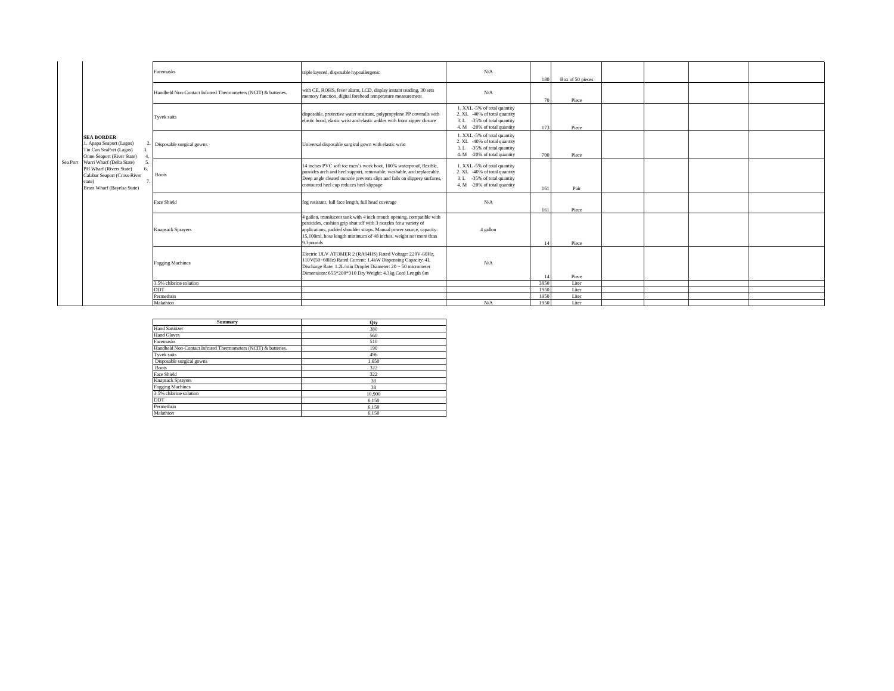| | | | | | | | | | | |
|---|---|---|---|---|---|---|---|---|---|---|
| Sea Port | **SEA BORDER** 1. Apapa Seaport (Lagos) 2. Tin Can SeaPort (Lagos) 3. Onne Seaport (River State) 4. Warri Wharf (Delta State) 5. PH Wharf (Rivers State) 6. Calabar Seaport (Cross-River state) 7. Brass Wharf (Bayelsa State) | Facemasks | triple layered, disposable hypoallergenic | N/A | 180 | Box of 50 pieces | | | | |
| | | Handheld Non-Contact Infrared Thermometers (NCIT) & batteries. | with CE, ROHS, fever alarm, LCD, display instant reading, 30 sets memory function, digital forehead temperature measurement | N/A | 70 | Piece | | | | |
| | | Tyvek suits | disposable, protective water resistant, polypropylene PP coveralls with elastic hood, elastic wrist and elastic ankles with front zipper closure | 1. XXL -5% of total quantity 2. XL -40% of total quantity 3. L -35% of total quantity 4. M -20% of total quantity | 173 | Piece | | | | |
| | | Disposable surgical gowns | Universal disposable surgical gown with elastic wrist | 1. XXL -5% of total quantity 2. XL -40% of total quantity 3. L -35% of total quantity 4. M -20% of total quantity | 700 | Piece | | | | |
| | | Boots | 14 inches PVC soft toe men's work boot, 100% waterproof, flexible, provides arch and heel support, removable, washable, and replaceable. Deep angle cleated outsole prevents slips and falls on slippery surfaces, contoured heel cup reduces heel slippage | 1. XXL -5% of total quantity 2. XL -40% of total quantity 3. L -35% of total quantity 4. M -20% of total quantity | 161 | Pair | | | | |
| | | Face Shield | fog resistant, full face length, full head coverage | N/A | 161 | Piece | | | | |
| | | Knapsack Sprayers | 4 gallon, translucent tank with 4 inch mouth opening, compatible with pesticides, cushion grip shut off with 3 nozzles for a variety of applications, padded shoulder straps. Manual power source, capacity: 15,100ml, hose length minimum of 48 inches, weight not more than 9.3pounds | 4 gallon | 14 | Piece | | | | |
| | | Fogging Machines | Electric ULV ATOMER 2 (RA04HS) Rated Voltage: 220V-60Hz, 110V(50~60Hz) Rated Current: 1.4kW Dispensing Capacity: 4L Discharge Rate: 1.2L/min Droplet Diameter: 20 ~ 50 micrometer Dimensions: 655*200*310 Dry Weight: 4.3kg Cord Length 6m | N/A | 14 | Piece | | | | |
| | | 3.5% chlorine solution | | | 3850 | Liter | | | | |
| | | DDT | | | 1950 | Liter | | | | |
| | | Permethrin | | | 1950 | Liter | | | | |
| | | Malathion | | N/A | 1950 | Liter | | | | |

| Summary | Qty |
|---|---|
| Hand Sanitizer | 380 |
| Hand Gloves | 560 |
| Facemasks | 510 |
| Handheld Non-Contact Infrared Thermometers (NCIT) & batteries. | 190 |
| Tyvek suits | 496 |
| Disposable surgical gowns | 1,650 |
| Boots | 322 |
| Face Shield | 322 |
| Knapsack Sprayers | 38 |
| Fogging Machines | 38 |
| 3.5% chlorine solution | 10,900 |
| DDT | 6,150 |
| Permethrin | 6,150 |
| Malathion | 6,150 |